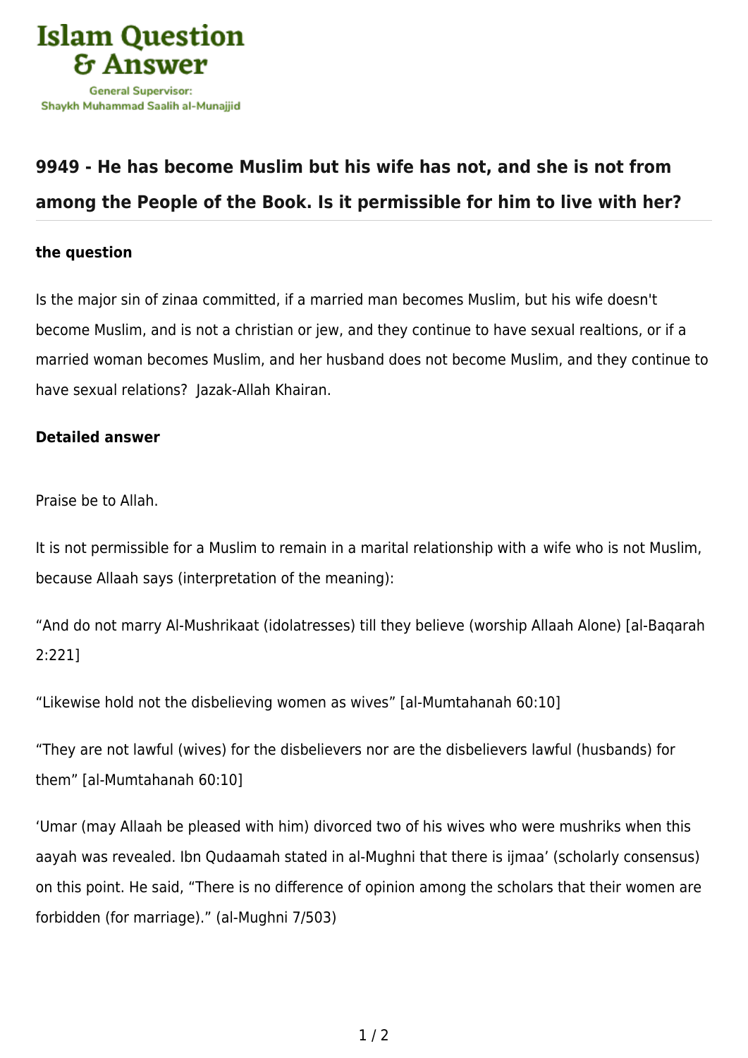## 9949 - He has become Muslim but his wife has not, and she is not from among the People of the Book. Is it permissible for him to live with her?

### the question

Is the major sin of zinaa committed, if a married man becomes Muslim, but his wife doesn't become Muslim, and is not a christian or jew, and they continue to have sexual realtions, or if a married woman becomes Muslim, and her husband does not become Muslim, and they continue to have sexual relations? Jazak-Allah Khairan.

### Detailed answer

Praise be to Allah.

It is not permissible for a Muslim to remain in a marital relationship with a wife who is not Muslim, because Allaah says (interpretation of the meaning):

“And do not marry Al-Mushrikaat (idolatresses) till they believe (worship Allaah Alone) [al-Baqarah 2:221]

“Likewise hold not the disbelieving women as wives” [al-Mumtahanah 60:10]

“They are not lawful (wives) for the disbelievers nor are the disbelievers lawful (husbands) for them” [al-Mumtahanah 60:10]

‘Umar (may Allaah be pleased with him) divorced two of his wives who were mushriks when this aayah was revealed. Ibn Qudaamah stated in al-Mughni that there is ijmaa’ (scholarly consensus) on this point. He said, “There is no difference of opinion among the scholars that their women are forbidden (for marriage).” (al-Mughni 7/503)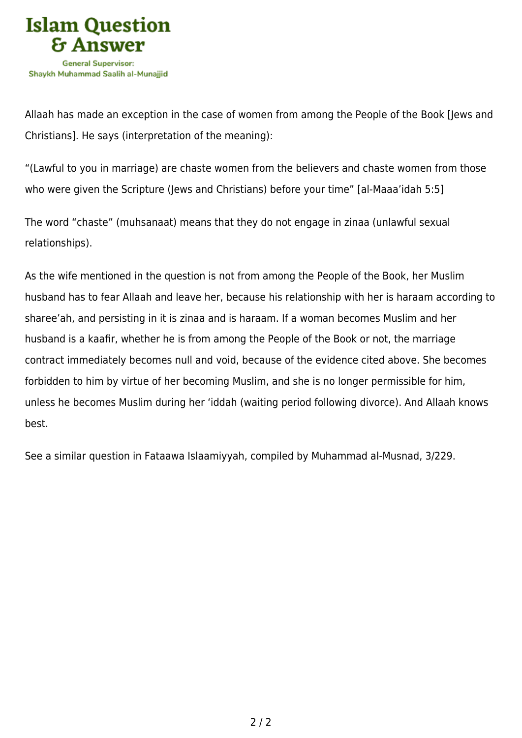Allaah has made an exception in the case of women from among the People of the Book [Jews and Christians]. He says (interpretation of the meaning):

"(Lawful to you in marriage) are chaste women from the believers and chaste women from those who were given the Scripture (Jews and Christians) before your time" [al-Maaa'idah 5:5]

The word "chaste" (muhsanaat) means that they do not engage in zinaa (unlawful sexual relationships).

As the wife mentioned in the question is not from among the People of the Book, her Muslim husband has to fear Allaah and leave her, because his relationship with her is haraam according to sharee'ah, and persisting in it is zinaa and is haraam. If a woman becomes Muslim and her husband is a kaafir, whether he is from among the People of the Book or not, the marriage contract immediately becomes null and void, because of the evidence cited above. She becomes forbidden to him by virtue of her becoming Muslim, and she is no longer permissible for him, unless he becomes Muslim during her 'iddah (waiting period following divorce). And Allaah knows best.

See a similar question in Fataawa Islaamiyyah, compiled by Muhammad al-Musnad, 3/229.